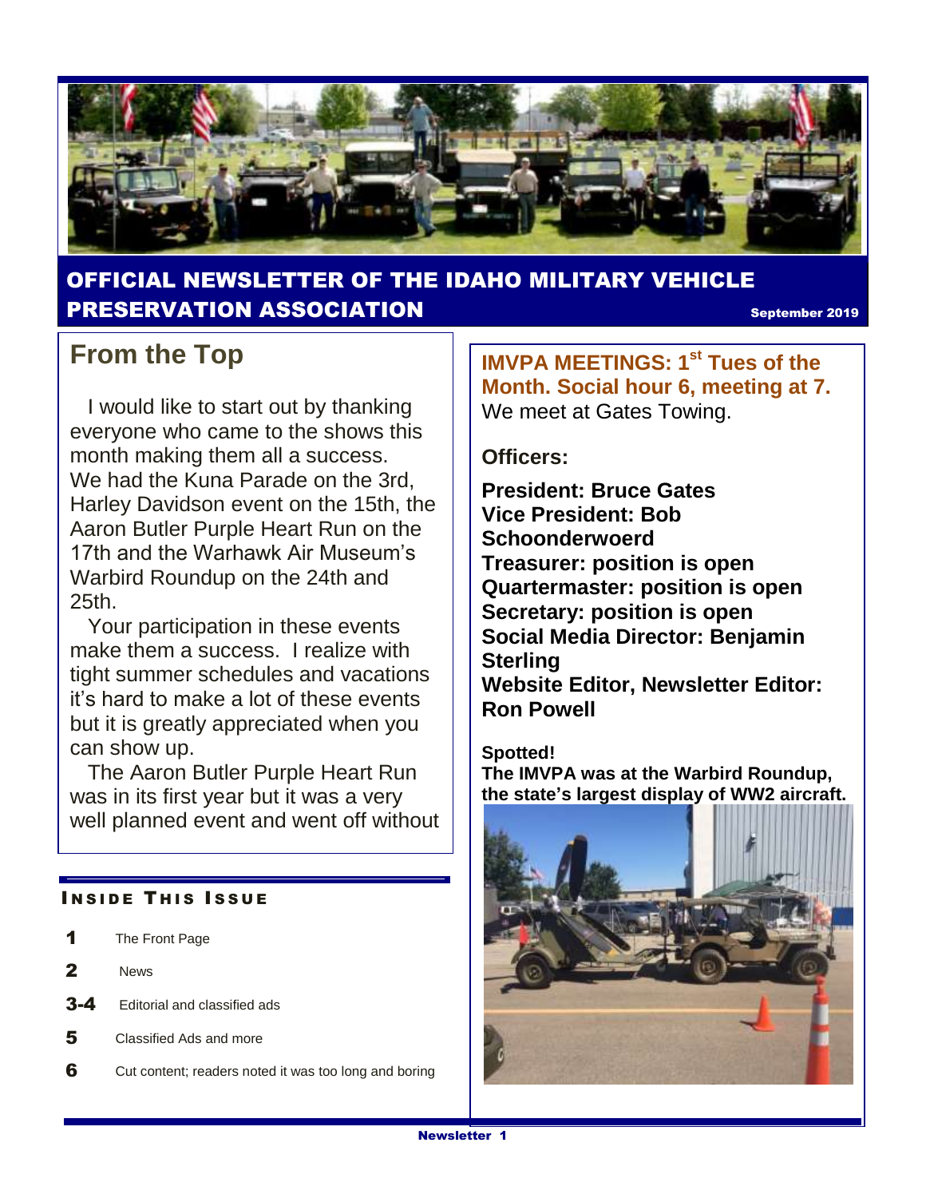# OFFICIAL NEWSLETTER OF THE IDAHO MILITARY VEHICLE PRESERVATION ASSOCIATION

September 2019

## From the Top

I would like to start out by thanking everyone who came to the shows this month making them all a success. We had the Kuna Parade on the 3rd, Harley Davidson event on the 15th, the Aaron Butler Purple Heart Run on the 17th and the Warhawk Air Museum's Warbird Roundup on the 24th and 25th.

Your participation in these events make them a success. I realize with tight summer schedules and vacations it's hard to make a lot of these events but it is greatly appreciated when you can show up.

The Aaron Butler Purple Heart Run was in its first year but it was a very well planned event and went off without

### INSIDE THIS ISSUE

| | |
|---|---|
| **1** | The Front Page |
| **2** | News |
| **3-4** | Editorial and classified ads |
| **5** | Classified Ads and more |
| **6** | Cut content; readers noted it was too long and boring |

**IMVPA MEETINGS: 1st Tues of the Month. Social hour 6, meeting at 7.**
We meet at Gates Towing.

**Officers:**

**President: Bruce Gates**
**Vice President: Bob Schoonderwoerd**
**Treasurer: position is open**
**Quartermaster: position is open**
**Secretary: position is open**
**Social Media Director: Benjamin Sterling**
**Website Editor, Newsletter Editor: Ron Powell**

**Spotted!**
**The IMVPA was at the Warbird Roundup, the state's largest display of WW2 aircraft.**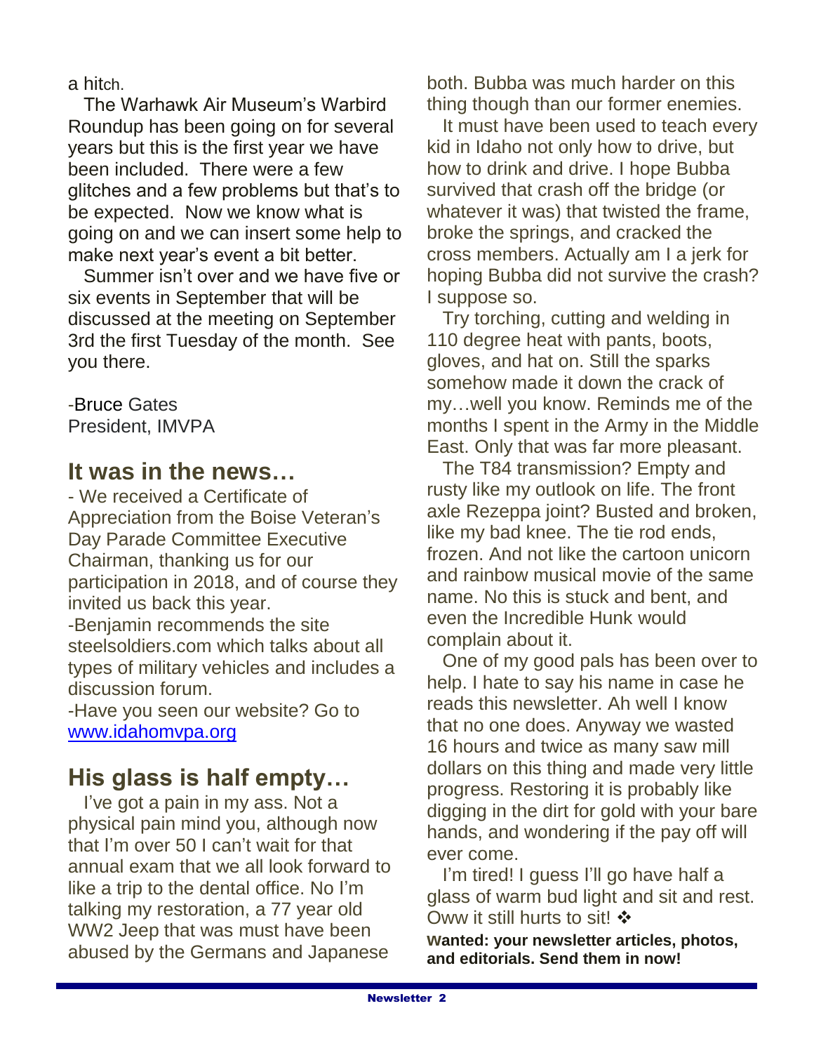a hitch.

The Warhawk Air Museum's Warbird Roundup has been going on for several years but this is the first year we have been included. There were a few glitches and a few problems but that's to be expected. Now we know what is going on and we can insert some help to make next year's event a bit better.

Summer isn't over and we have five or six events in September that will be discussed at the meeting on September 3rd the first Tuesday of the month. See you there.

-Bruce Gates
President, IMVPA

## It was in the news…

- We received a Certificate of Appreciation from the Boise Veteran's Day Parade Committee Executive Chairman, thanking us for our participation in 2018, and of course they invited us back this year.

-Benjamin recommends the site steelsoldiers.com which talks about all types of military vehicles and includes a discussion forum.

-Have you seen our website? Go to [www.idahomvpa.org](http://www.idahomvpa.org)

## His glass is half empty…

I've got a pain in my ass. Not a physical pain mind you, although now that I'm over 50 I can't wait for that annual exam that we all look forward to like a trip to the dental office. No I'm talking my restoration, a 77 year old WW2 Jeep that was must have been abused by the Germans and Japanese both. Bubba was much harder on this thing though than our former enemies.

It must have been used to teach every kid in Idaho not only how to drive, but how to drink and drive. I hope Bubba survived that crash off the bridge (or whatever it was) that twisted the frame, broke the springs, and cracked the cross members. Actually am I a jerk for hoping Bubba did not survive the crash? I suppose so.

Try torching, cutting and welding in 110 degree heat with pants, boots, gloves, and hat on. Still the sparks somehow made it down the crack of my…well you know. Reminds me of the months I spent in the Army in the Middle East. Only that was far more pleasant.

The T84 transmission? Empty and rusty like my outlook on life. The front axle Rezeppa joint? Busted and broken, like my bad knee. The tie rod ends, frozen. And not like the cartoon unicorn and rainbow musical movie of the same name. No this is stuck and bent, and even the Incredible Hunk would complain about it.

One of my good pals has been over to help. I hate to say his name in case he reads this newsletter. Ah well I know that no one does. Anyway we wasted 16 hours and twice as many saw mill dollars on this thing and made very little progress. Restoring it is probably like digging in the dirt for gold with your bare hands, and wondering if the pay off will ever come.

I'm tired! I guess I'll go have half a glass of warm bud light and sit and rest. Oww it still hurts to sit! ❖

**Wanted: your newsletter articles, photos, and editorials. Send them in now!**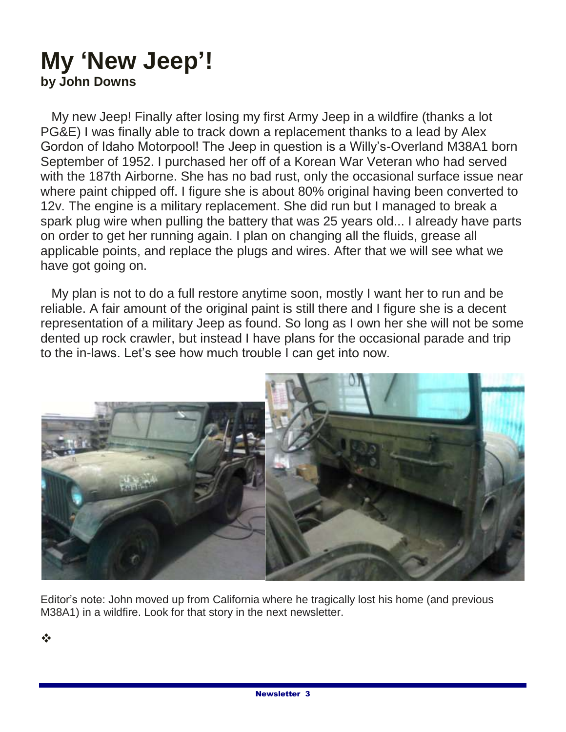# My 'New Jeep'!

**by John Downs**

My new Jeep! Finally after losing my first Army Jeep in a wildfire (thanks a lot PG&E) I was finally able to track down a replacement thanks to a lead by Alex Gordon of Idaho Motorpool! The Jeep in question is a Willy's-Overland M38A1 born September of 1952. I purchased her off of a Korean War Veteran who had served with the 187th Airborne. She has no bad rust, only the occasional surface issue near where paint chipped off. I figure she is about 80% original having been converted to 12v. The engine is a military replacement. She did run but I managed to break a spark plug wire when pulling the battery that was 25 years old... I already have parts on order to get her running again. I plan on changing all the fluids, grease all applicable points, and replace the plugs and wires. After that we will see what we have got going on.

My plan is not to do a full restore anytime soon, mostly I want her to run and be reliable. A fair amount of the original paint is still there and I figure she is a decent representation of a military Jeep as found. So long as I own her she will not be some dented up rock crawler, but instead I have plans for the occasional parade and trip to the in-laws. Let's see how much trouble I can get into now.

Editor's note: John moved up from California where he tragically lost his home (and previous M38A1) in a wildfire. Look for that story in the next newsletter.

❖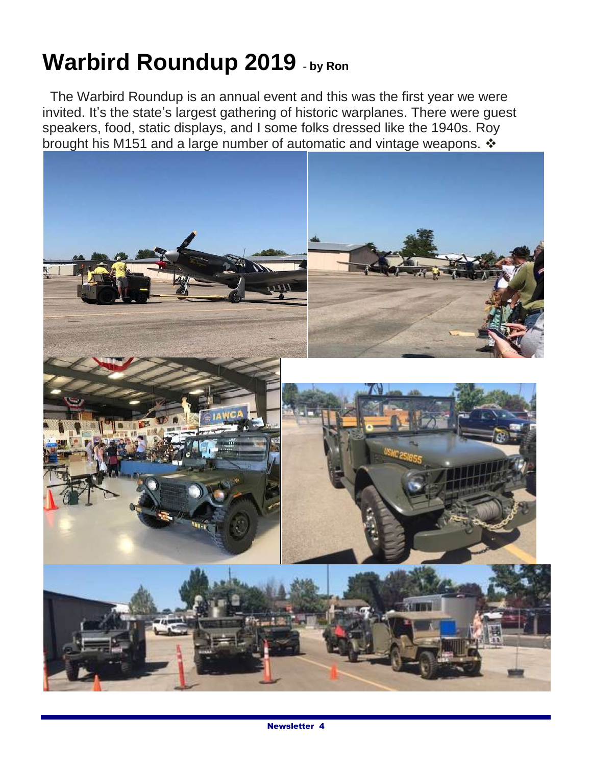# Warbird Roundup 2019 - **by Ron**

The Warbird Roundup is an annual event and this was the first year we were invited. It's the state's largest gathering of historic warplanes. There were guest speakers, food, static displays, and I some folks dressed like the 1940s. Roy brought his M151 and a large number of automatic and vintage weapons. ❖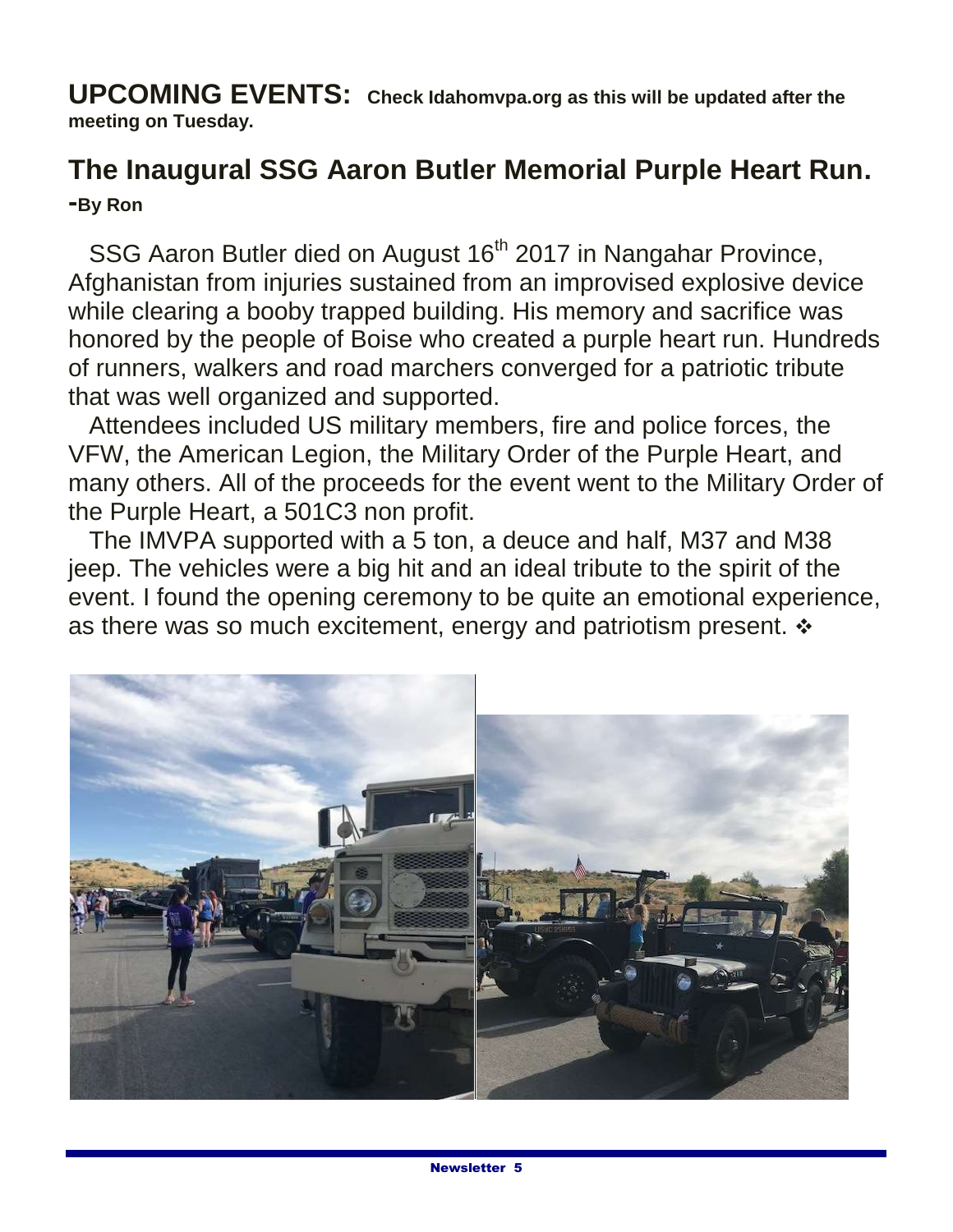**UPCOMING EVENTS:** **Check Idahomvpa.org as this will be updated after the meeting on Tuesday.**

## The Inaugural SSG Aaron Butler Memorial Purple Heart Run.

**-By Ron**

SSG Aaron Butler died on August 16th 2017 in Nangahar Province, Afghanistan from injuries sustained from an improvised explosive device while clearing a booby trapped building. His memory and sacrifice was honored by the people of Boise who created a purple heart run. Hundreds of runners, walkers and road marchers converged for a patriotic tribute that was well organized and supported.

Attendees included US military members, fire and police forces, the VFW, the American Legion, the Military Order of the Purple Heart, and many others. All of the proceeds for the event went to the Military Order of the Purple Heart, a 501C3 non profit.

The IMVPA supported with a 5 ton, a deuce and half, M37 and M38 jeep. The vehicles were a big hit and an ideal tribute to the spirit of the event. I found the opening ceremony to be quite an emotional experience, as there was so much excitement, energy and patriotism present. ❖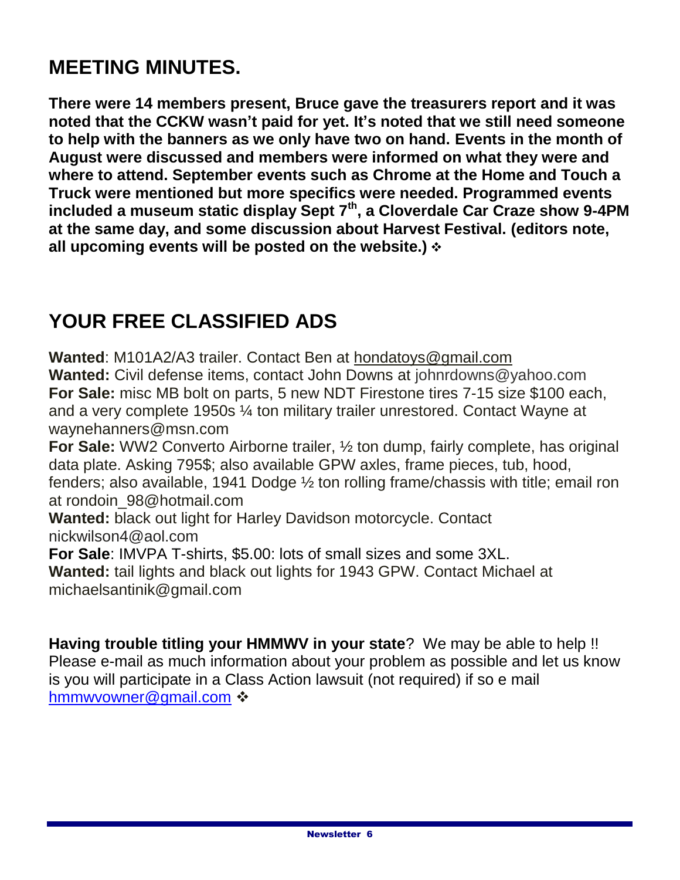## MEETING MINUTES.

**There were 14 members present, Bruce gave the treasurers report and it was noted that the CCKW wasn't paid for yet. It's noted that we still need someone to help with the banners as we only have two on hand. Events in the month of August were discussed and members were informed on what they were and where to attend. September events such as Chrome at the Home and Touch a Truck were mentioned but more specifics were needed. Programmed events included a museum static display Sept 7th, a Cloverdale Car Craze show 9-4PM at the same day, and some discussion about Harvest Festival. (editors note, all upcoming events will be posted on the website.)** ❖

## YOUR FREE CLASSIFIED ADS

**Wanted**: M101A2/A3 trailer. Contact Ben at hondatoys@gmail.com
**Wanted:** Civil defense items, contact John Downs at johnrdowns@yahoo.com
**For Sale:** misc MB bolt on parts, 5 new NDT Firestone tires 7-15 size $100 each, and a very complete 1950s ¼ ton military trailer unrestored. Contact Wayne at waynehanners@msn.com
**For Sale:** WW2 Converto Airborne trailer, ½ ton dump, fairly complete, has original data plate. Asking 795$; also available GPW axles, frame pieces, tub, hood, fenders; also available, 1941 Dodge ½ ton rolling frame/chassis with title; email ron at rondoin_98@hotmail.com
**Wanted:** black out light for Harley Davidson motorcycle. Contact nickwilson4@aol.com
**For Sale**: IMVPA T-shirts, $5.00: lots of small sizes and some 3XL.
**Wanted:** tail lights and black out lights for 1943 GPW. Contact Michael at michaelsantinik@gmail.com

**Having trouble titling your HMMWV in your state**? We may be able to help !! Please e-mail as much information about your problem as possible and let us know is you will participate in a Class Action lawsuit (not required) if so e mail hmmwvowner@gmail.com ❖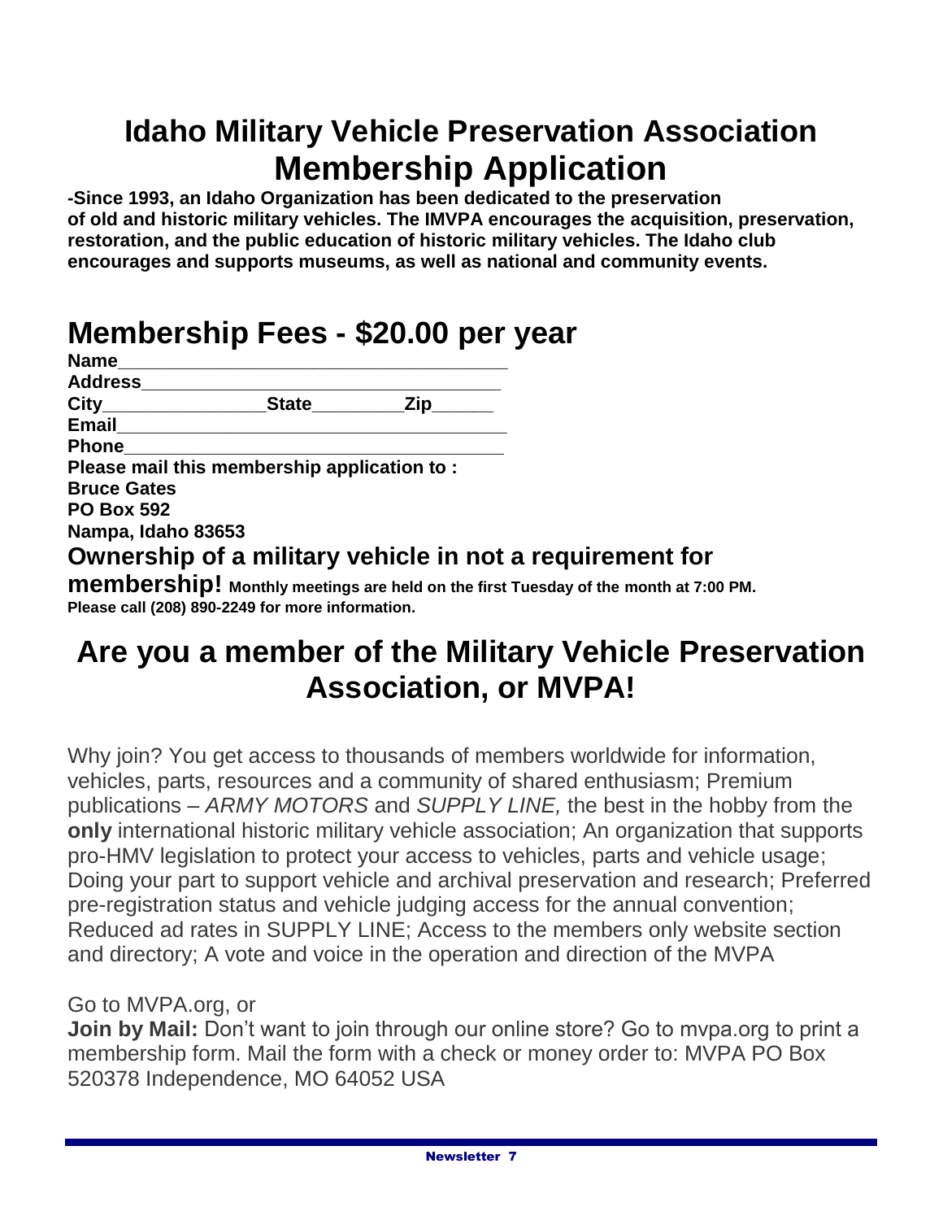# Idaho Military Vehicle Preservation Association Membership Application

**-Since 1993, an Idaho Organization has been dedicated to the preservation of old and historic military vehicles. The IMVPA encourages the acquisition, preservation, restoration, and the public education of historic military vehicles. The Idaho club encourages and supports museums, as well as national and community events.**

## Membership Fees - $20.00 per year

**Name**_______________________________________

**Address**____________________________________

**City**________________**State**_________**Zip**______

**Email**______________________________________

**Phone**______________________________________

**Please mail this membership application to :**
**Bruce Gates**
**PO Box 592**
**Nampa, Idaho 83653**

### Ownership of a military vehicle in not a requirement for membership!

**Monthly meetings are held on the first Tuesday of the month at 7:00 PM. Please call (208) 890-2249 for more information.**

## Are you a member of the Military Vehicle Preservation Association, or MVPA!

Why join? You get access to thousands of members worldwide for information, vehicles, parts, resources and a community of shared enthusiasm; Premium publications – *ARMY MOTORS* and *SUPPLY LINE,* the best in the hobby from the **only** international historic military vehicle association; An organization that supports pro-HMV legislation to protect your access to vehicles, parts and vehicle usage; Doing your part to support vehicle and archival preservation and research; Preferred pre-registration status and vehicle judging access for the annual convention; Reduced ad rates in SUPPLY LINE; Access to the members only website section and directory; A vote and voice in the operation and direction of the MVPA

Go to MVPA.org, or

**Join by Mail:** Don't want to join through our online store? Go to mvpa.org to print a membership form. Mail the form with a check or money order to: MVPA PO Box 520378 Independence, MO 64052 USA